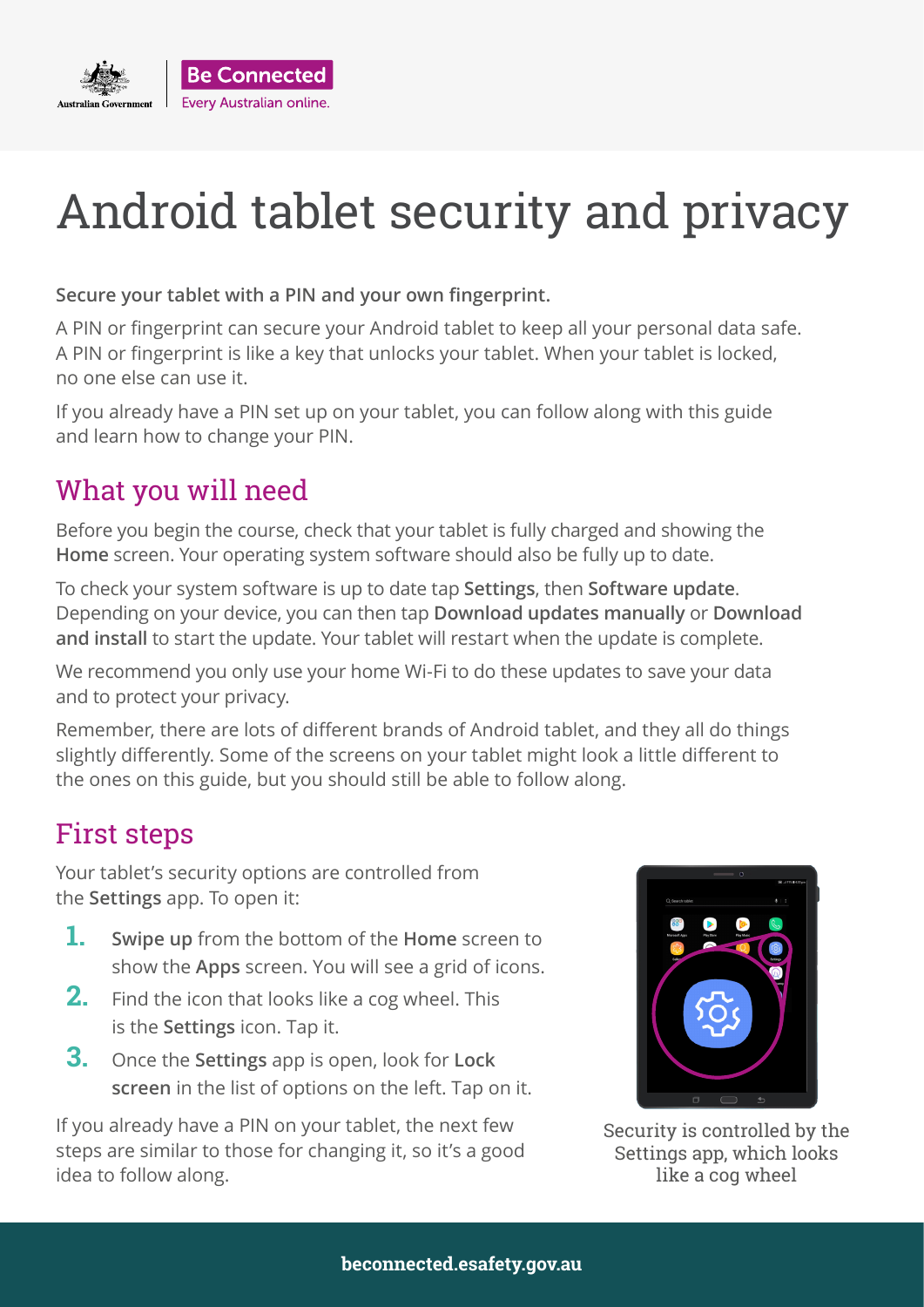# Android tablet security and privacy

**Secure your tablet with a PIN and your own fingerprint.**

A PIN or fingerprint can secure your Android tablet to keep all your personal data safe. A PIN or fingerprint is like a key that unlocks your tablet. When your tablet is locked, no one else can use it.

If you already have a PIN set up on your tablet, you can follow along with this guide and learn how to change your PIN.

## What you will need

Before you begin the course, check that your tablet is fully charged and showing the **Home** screen. Your operating system software should also be fully up to date.

To check your system software is up to date tap **Settings**, then **Software update**. Depending on your device, you can then tap **Download updates manually** or **Download and install** to start the update. Your tablet will restart when the update is complete.

We recommend you only use your home Wi-Fi to do these updates to save your data and to protect your privacy.

Remember, there are lots of different brands of Android tablet, and they all do things slightly differently. Some of the screens on your tablet might look a little different to the ones on this guide, but you should still be able to follow along.

## First steps

Your tablet's security options are controlled from the **Settings** app. To open it:

1. **Swipe up** from the bottom of the **Home** screen to show the **Apps** screen. You will see a grid of icons.
2. Find the icon that looks like a cog wheel. This is the **Settings** icon. Tap it.
3. Once the **Settings** app is open, look for **Lock screen** in the list of options on the left. Tap on it.

If you already have a PIN on your tablet, the next few steps are similar to those for changing it, so it's a good idea to follow along.

Security is controlled by the Settings app, which looks like a cog wheel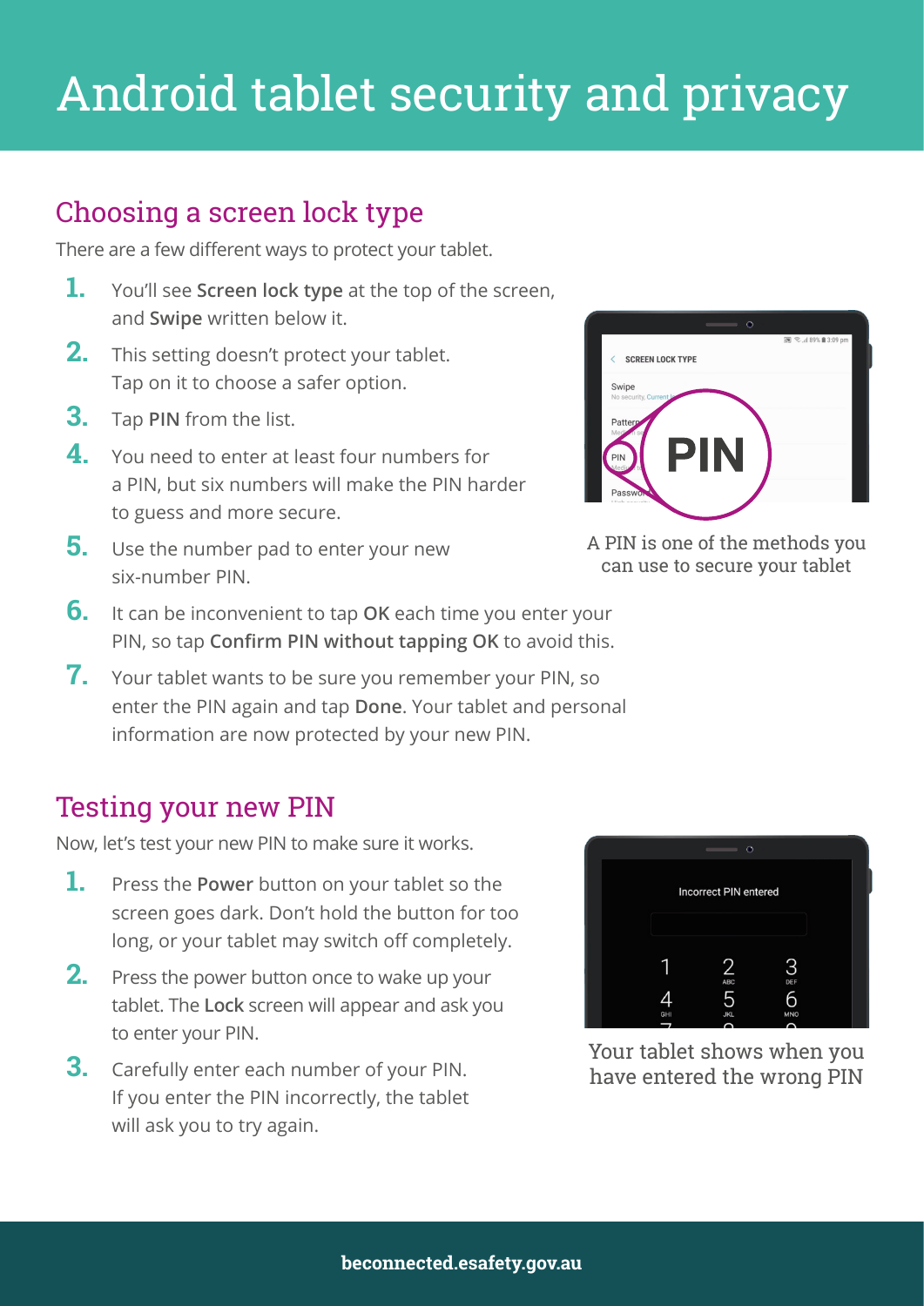# Android tablet security and privacy

## Choosing a screen lock type

There are a few different ways to protect your tablet.

1. You'll see **Screen lock type** at the top of the screen, and **Swipe** written below it.
2. This setting doesn't protect your tablet. Tap on it to choose a safer option.
3. Tap **PIN** from the list.
4. You need to enter at least four numbers for a PIN, but six numbers will make the PIN harder to guess and more secure.
5. Use the number pad to enter your new six-number PIN.
6. It can be inconvenient to tap **OK** each time you enter your PIN, so tap **Confirm PIN without tapping OK** to avoid this.
7. Your tablet wants to be sure you remember your PIN, so enter the PIN again and tap **Done**. Your tablet and personal information are now protected by your new PIN.

A PIN is one of the methods you can use to secure your tablet

## Testing your new PIN

Now, let's test your new PIN to make sure it works.

1. Press the **Power** button on your tablet so the screen goes dark. Don't hold the button for too long, or your tablet may switch off completely.
2. Press the power button once to wake up your tablet. The **Lock** screen will appear and ask you to enter your PIN.
3. Carefully enter each number of your PIN. If you enter the PIN incorrectly, the tablet will ask you to try again.

Your tablet shows when you have entered the wrong PIN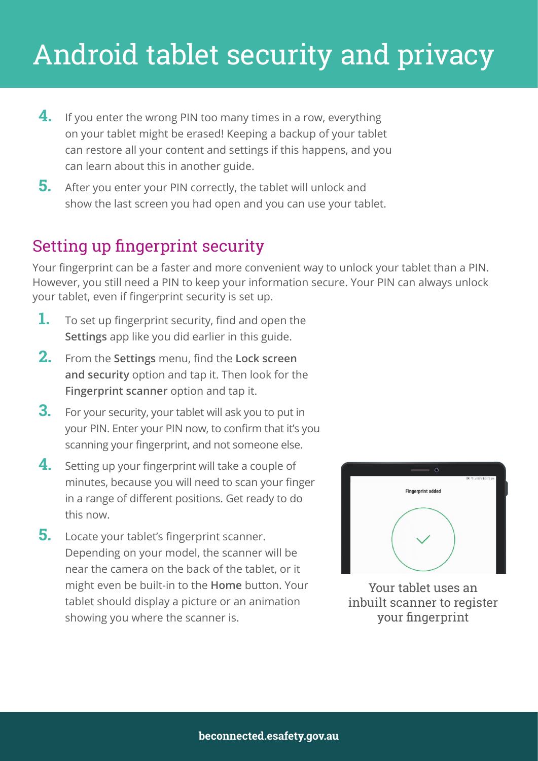# Android tablet security and privacy

4. If you enter the wrong PIN too many times in a row, everything on your tablet might be erased! Keeping a backup of your tablet can restore all your content and settings if this happens, and you can learn about this in another guide.
5. After you enter your PIN correctly, the tablet will unlock and show the last screen you had open and you can use your tablet.

## Setting up fingerprint security

Your fingerprint can be a faster and more convenient way to unlock your tablet than a PIN. However, you still need a PIN to keep your information secure. Your PIN can always unlock your tablet, even if fingerprint security is set up.

1. To set up fingerprint security, find and open the **Settings** app like you did earlier in this guide.
2. From the **Settings** menu, find the **Lock screen and security** option and tap it. Then look for the **Fingerprint scanner** option and tap it.
3. For your security, your tablet will ask you to put in your PIN. Enter your PIN now, to confirm that it's you scanning your fingerprint, and not someone else.
4. Setting up your fingerprint will take a couple of minutes, because you will need to scan your finger in a range of different positions. Get ready to do this now.
5. Locate your tablet's fingerprint scanner. Depending on your model, the scanner will be near the camera on the back of the tablet, or it might even be built-in to the **Home** button. Your tablet should display a picture or an animation showing you where the scanner is.

Your tablet uses an inbuilt scanner to register your fingerprint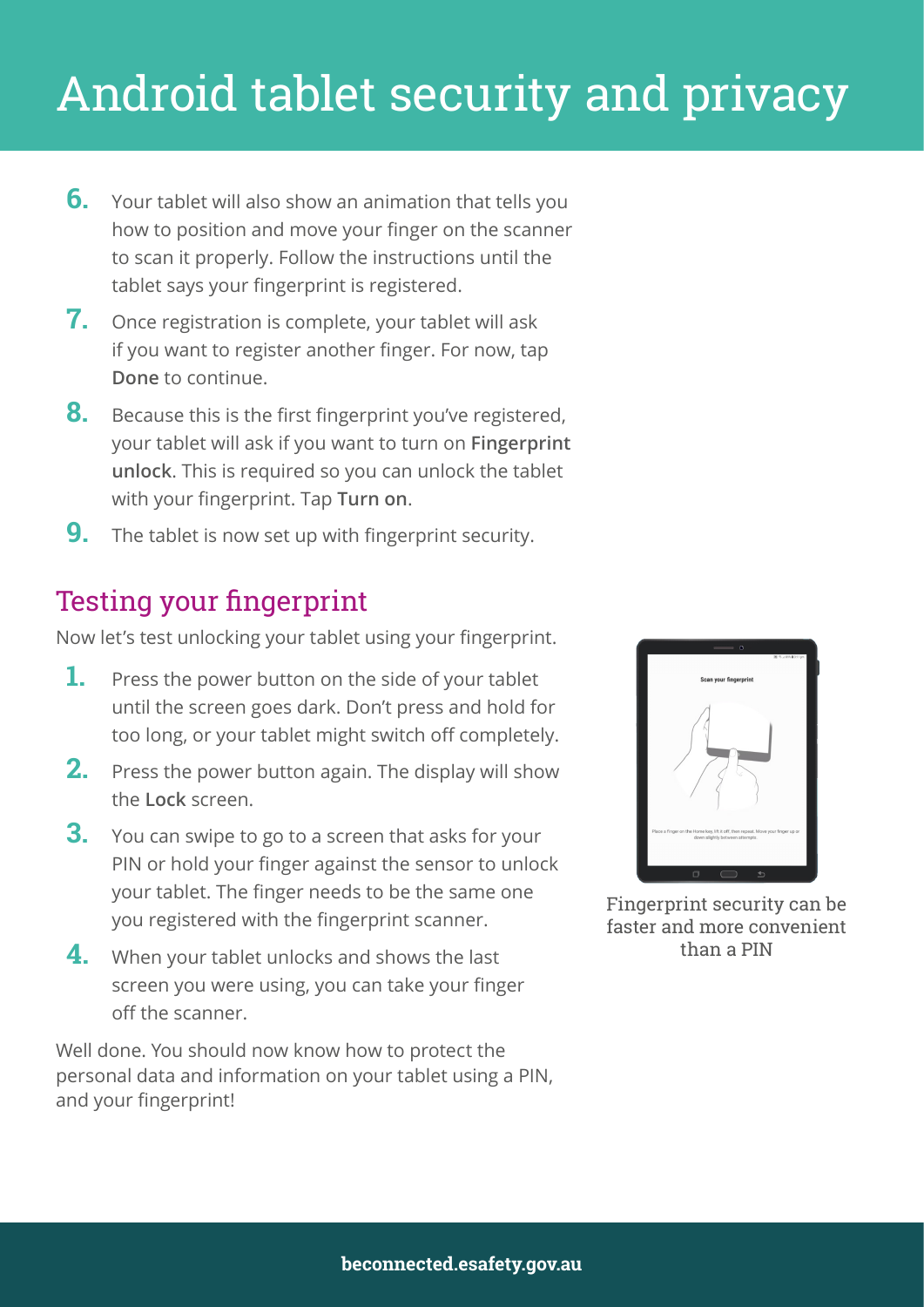# Android tablet security and privacy

6. Your tablet will also show an animation that tells you how to position and move your finger on the scanner to scan it properly. Follow the instructions until the tablet says your fingerprint is registered.
7. Once registration is complete, your tablet will ask if you want to register another finger. For now, tap **Done** to continue.
8. Because this is the first fingerprint you've registered, your tablet will ask if you want to turn on **Fingerprint unlock**. This is required so you can unlock the tablet with your fingerprint. Tap **Turn on**.
9. The tablet is now set up with fingerprint security.

## Testing your fingerprint

Now let's test unlocking your tablet using your fingerprint.

1. Press the power button on the side of your tablet until the screen goes dark. Don't press and hold for too long, or your tablet might switch off completely.
2. Press the power button again. The display will show the **Lock** screen.
3. You can swipe to go to a screen that asks for your PIN or hold your finger against the sensor to unlock your tablet. The finger needs to be the same one you registered with the fingerprint scanner.
4. When your tablet unlocks and shows the last screen you were using, you can take your finger off the scanner.

Well done. You should now know how to protect the personal data and information on your tablet using a PIN, and your fingerprint!

Fingerprint security can be faster and more convenient than a PIN